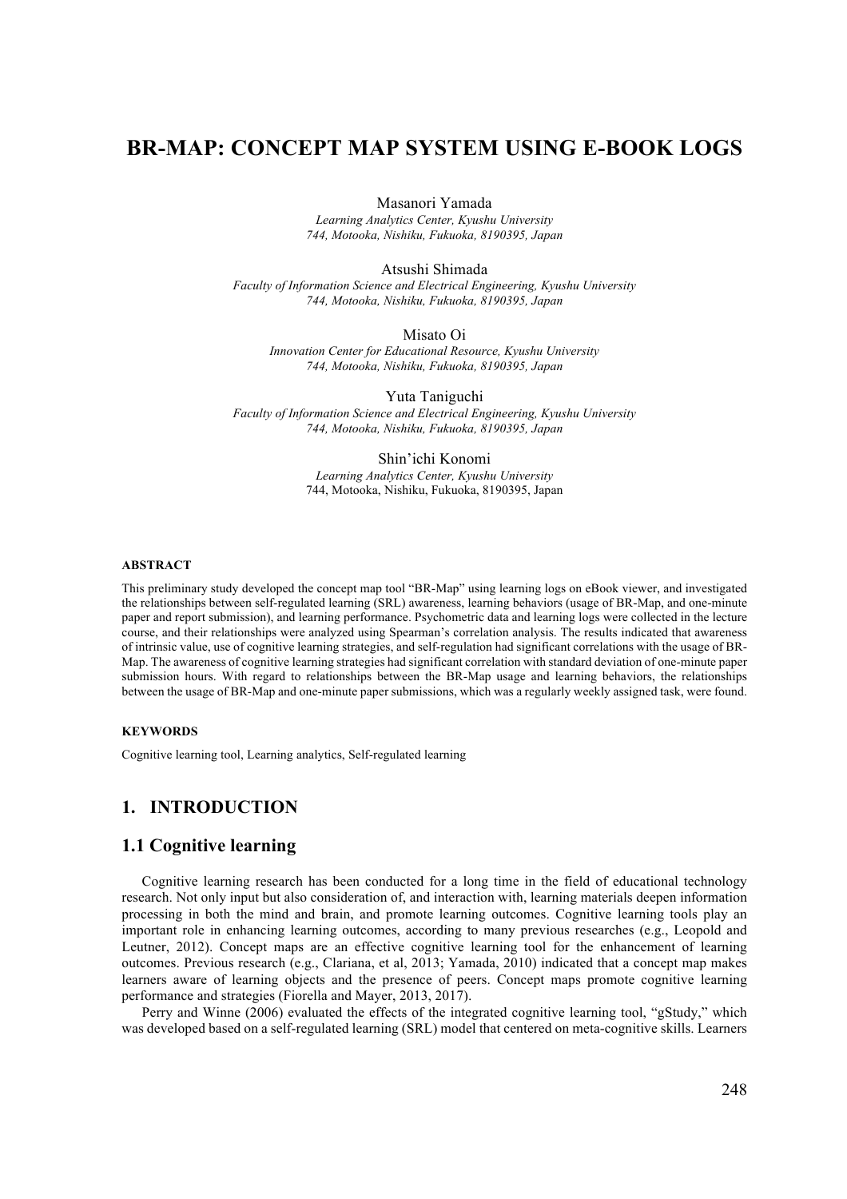# BR-MAP: CONCEPT MAP SYSTEM USING E-BOOK LOGS

Masanori Yamada
*Learning Analytics Center, Kyushu University*
*744, Motooka, Nishiku, Fukuoka, 8190395, Japan*

Atsushi Shimada
*Faculty of Information Science and Electrical Engineering, Kyushu University*
*744, Motooka, Nishiku, Fukuoka, 8190395, Japan*

Misato Oi
*Innovation Center for Educational Resource, Kyushu University*
*744, Motooka, Nishiku, Fukuoka, 8190395, Japan*

Yuta Taniguchi
*Faculty of Information Science and Electrical Engineering, Kyushu University*
*744, Motooka, Nishiku, Fukuoka, 8190395, Japan*

Shin'ichi Konomi
*Learning Analytics Center, Kyushu University*
744, Motooka, Nishiku, Fukuoka, 8190395, Japan

#### ABSTRACT

This preliminary study developed the concept map tool "BR-Map" using learning logs on eBook viewer, and investigated the relationships between self-regulated learning (SRL) awareness, learning behaviors (usage of BR-Map, and one-minute paper and report submission), and learning performance. Psychometric data and learning logs were collected in the lecture course, and their relationships were analyzed using Spearman's correlation analysis. The results indicated that awareness of intrinsic value, use of cognitive learning strategies, and self-regulation had significant correlations with the usage of BR-Map. The awareness of cognitive learning strategies had significant correlation with standard deviation of one-minute paper submission hours. With regard to relationships between the BR-Map usage and learning behaviors, the relationships between the usage of BR-Map and one-minute paper submissions, which was a regularly weekly assigned task, were found.

#### KEYWORDS

Cognitive learning tool, Learning analytics, Self-regulated learning

## 1. INTRODUCTION

### 1.1 Cognitive learning

Cognitive learning research has been conducted for a long time in the field of educational technology research. Not only input but also consideration of, and interaction with, learning materials deepen information processing in both the mind and brain, and promote learning outcomes. Cognitive learning tools play an important role in enhancing learning outcomes, according to many previous researches (e.g., Leopold and Leutner, 2012). Concept maps are an effective cognitive learning tool for the enhancement of learning outcomes. Previous research (e.g., Clariana, et al, 2013; Yamada, 2010) indicated that a concept map makes learners aware of learning objects and the presence of peers. Concept maps promote cognitive learning performance and strategies (Fiorella and Mayer, 2013, 2017).

Perry and Winne (2006) evaluated the effects of the integrated cognitive learning tool, "gStudy," which was developed based on a self-regulated learning (SRL) model that centered on meta-cognitive skills. Learners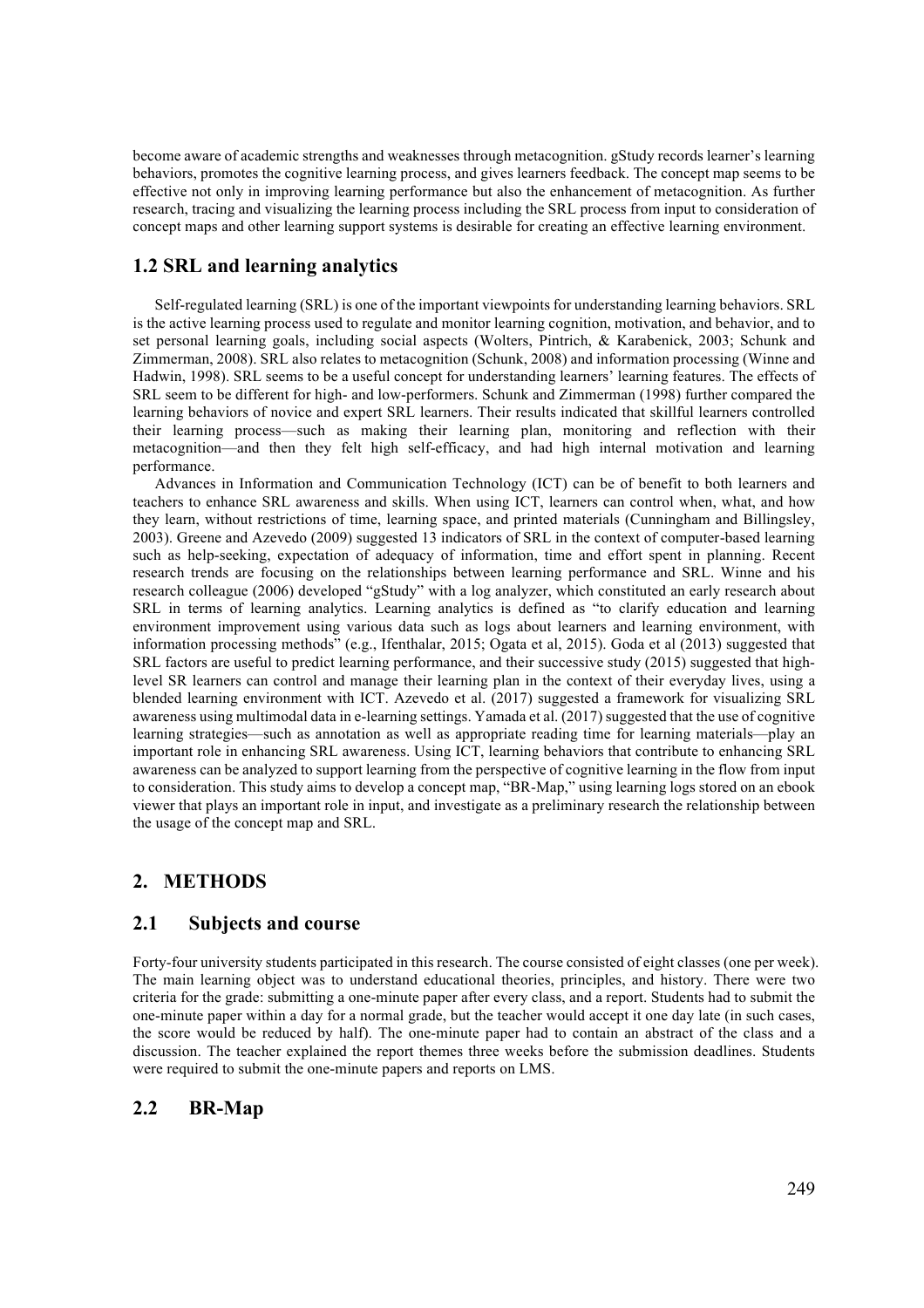become aware of academic strengths and weaknesses through metacognition. gStudy records learner's learning behaviors, promotes the cognitive learning process, and gives learners feedback. The concept map seems to be effective not only in improving learning performance but also the enhancement of metacognition. As further research, tracing and visualizing the learning process including the SRL process from input to consideration of concept maps and other learning support systems is desirable for creating an effective learning environment.

## 1.2 SRL and learning analytics

Self-regulated learning (SRL) is one of the important viewpoints for understanding learning behaviors. SRL is the active learning process used to regulate and monitor learning cognition, motivation, and behavior, and to set personal learning goals, including social aspects (Wolters, Pintrich, & Karabenick, 2003; Schunk and Zimmerman, 2008). SRL also relates to metacognition (Schunk, 2008) and information processing (Winne and Hadwin, 1998). SRL seems to be a useful concept for understanding learners' learning features. The effects of SRL seem to be different for high- and low-performers. Schunk and Zimmerman (1998) further compared the learning behaviors of novice and expert SRL learners. Their results indicated that skillful learners controlled their learning process—such as making their learning plan, monitoring and reflection with their metacognition—and then they felt high self-efficacy, and had high internal motivation and learning performance.

Advances in Information and Communication Technology (ICT) can be of benefit to both learners and teachers to enhance SRL awareness and skills. When using ICT, learners can control when, what, and how they learn, without restrictions of time, learning space, and printed materials (Cunningham and Billingsley, 2003). Greene and Azevedo (2009) suggested 13 indicators of SRL in the context of computer-based learning such as help-seeking, expectation of adequacy of information, time and effort spent in planning. Recent research trends are focusing on the relationships between learning performance and SRL. Winne and his research colleague (2006) developed "gStudy" with a log analyzer, which constituted an early research about SRL in terms of learning analytics. Learning analytics is defined as "to clarify education and learning environment improvement using various data such as logs about learners and learning environment, with information processing methods" (e.g., Ifenthalar, 2015; Ogata et al, 2015). Goda et al (2013) suggested that SRL factors are useful to predict learning performance, and their successive study (2015) suggested that high-level SR learners can control and manage their learning plan in the context of their everyday lives, using a blended learning environment with ICT. Azevedo et al. (2017) suggested a framework for visualizing SRL awareness using multimodal data in e-learning settings. Yamada et al. (2017) suggested that the use of cognitive learning strategies—such as annotation as well as appropriate reading time for learning materials—play an important role in enhancing SRL awareness. Using ICT, learning behaviors that contribute to enhancing SRL awareness can be analyzed to support learning from the perspective of cognitive learning in the flow from input to consideration. This study aims to develop a concept map, "BR-Map," using learning logs stored on an ebook viewer that plays an important role in input, and investigate as a preliminary research the relationship between the usage of the concept map and SRL.

# 2. METHODS

## 2.1 Subjects and course

Forty-four university students participated in this research. The course consisted of eight classes (one per week). The main learning object was to understand educational theories, principles, and history. There were two criteria for the grade: submitting a one-minute paper after every class, and a report. Students had to submit the one-minute paper within a day for a normal grade, but the teacher would accept it one day late (in such cases, the score would be reduced by half). The one-minute paper had to contain an abstract of the class and a discussion. The teacher explained the report themes three weeks before the submission deadlines. Students were required to submit the one-minute papers and reports on LMS.

## 2.2 BR-Map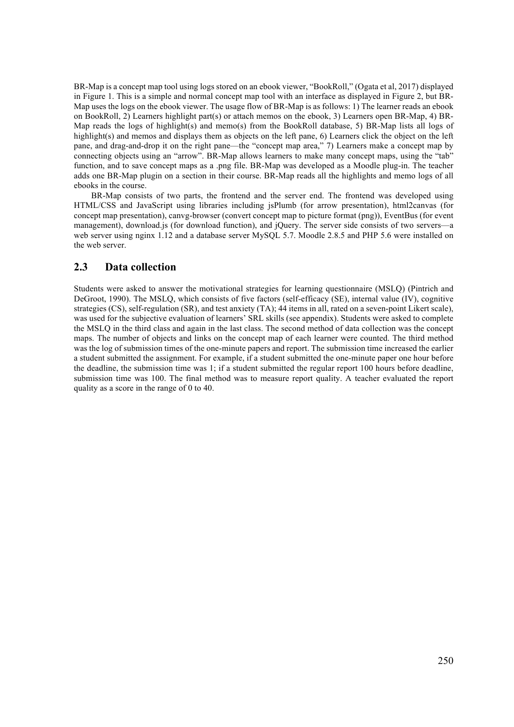BR-Map is a concept map tool using logs stored on an ebook viewer, "BookRoll," (Ogata et al, 2017) displayed in Figure 1. This is a simple and normal concept map tool with an interface as displayed in Figure 2, but BR-Map uses the logs on the ebook viewer. The usage flow of BR-Map is as follows: 1) The learner reads an ebook on BookRoll, 2) Learners highlight part(s) or attach memos on the ebook, 3) Learners open BR-Map, 4) BR-Map reads the logs of highlight(s) and memo(s) from the BookRoll database, 5) BR-Map lists all logs of highlight(s) and memos and displays them as objects on the left pane, 6) Learners click the object on the left pane, and drag-and-drop it on the right pane—the "concept map area," 7) Learners make a concept map by connecting objects using an "arrow". BR-Map allows learners to make many concept maps, using the "tab" function, and to save concept maps as a .png file. BR-Map was developed as a Moodle plug-in. The teacher adds one BR-Map plugin on a section in their course. BR-Map reads all the highlights and memo logs of all ebooks in the course.

BR-Map consists of two parts, the frontend and the server end. The frontend was developed using HTML/CSS and JavaScript using libraries including jsPlumb (for arrow presentation), html2canvas (for concept map presentation), canvg-browser (convert concept map to picture format (png)), EventBus (for event management), download.js (for download function), and jQuery. The server side consists of two servers—a web server using nginx 1.12 and a database server MySQL 5.7. Moodle 2.8.5 and PHP 5.6 were installed on the web server.

## 2.3 Data collection

Students were asked to answer the motivational strategies for learning questionnaire (MSLQ) (Pintrich and DeGroot, 1990). The MSLQ, which consists of five factors (self-efficacy (SE), internal value (IV), cognitive strategies (CS), self-regulation (SR), and test anxiety (TA); 44 items in all, rated on a seven-point Likert scale), was used for the subjective evaluation of learners' SRL skills (see appendix). Students were asked to complete the MSLQ in the third class and again in the last class. The second method of data collection was the concept maps. The number of objects and links on the concept map of each learner were counted. The third method was the log of submission times of the one-minute papers and report. The submission time increased the earlier a student submitted the assignment. For example, if a student submitted the one-minute paper one hour before the deadline, the submission time was 1; if a student submitted the regular report 100 hours before deadline, submission time was 100. The final method was to measure report quality. A teacher evaluated the report quality as a score in the range of 0 to 40.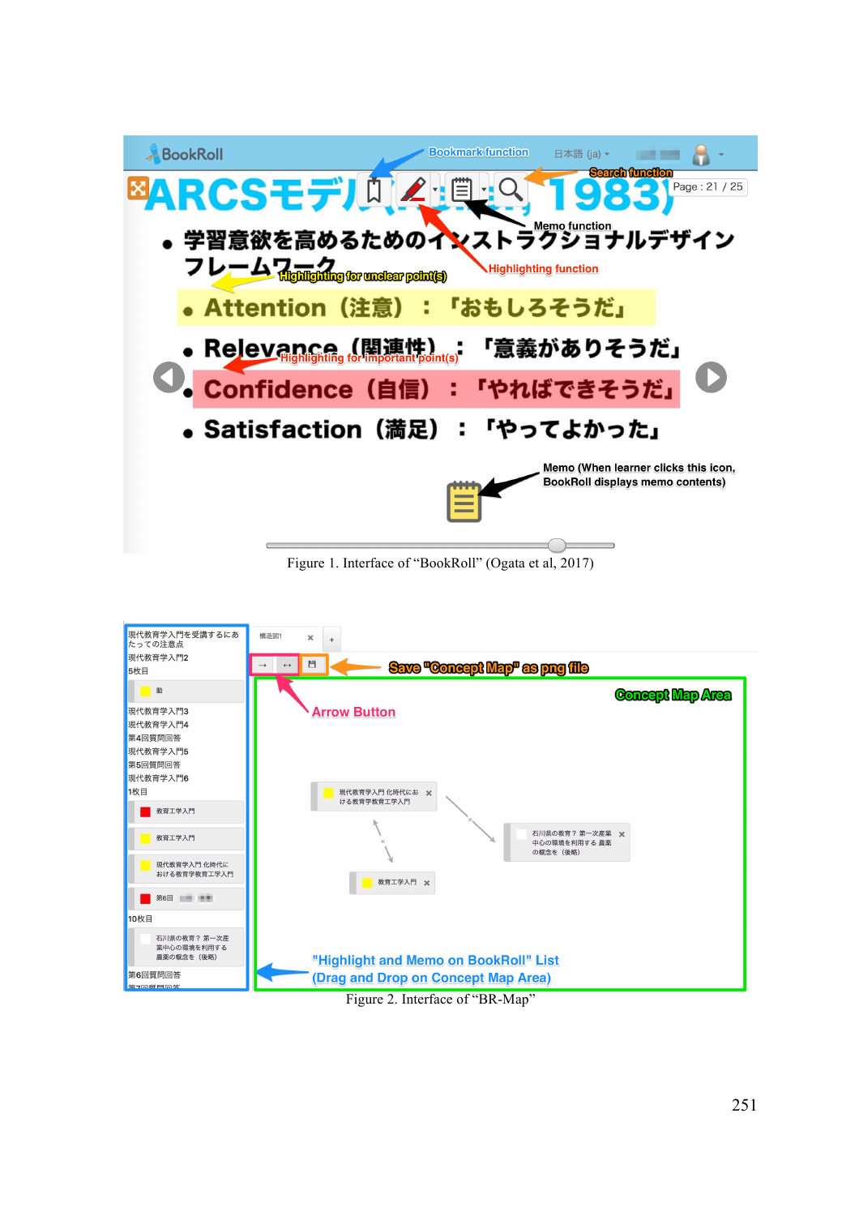Figure 1. Interface of "BookRoll" (Ogata et al, 2017)

Figure 2. Interface of "BR-Map"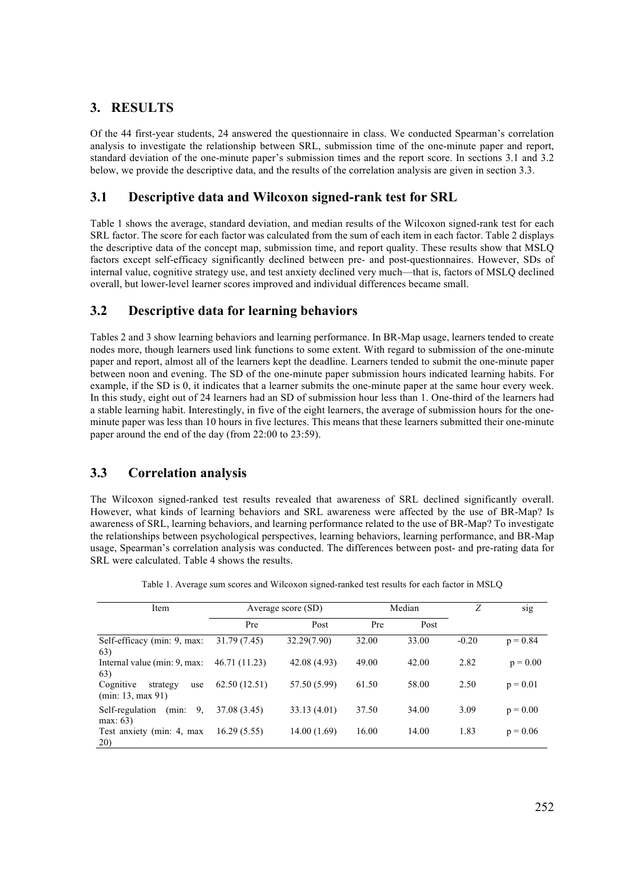## 3. RESULTS

Of the 44 first-year students, 24 answered the questionnaire in class. We conducted Spearman's correlation analysis to investigate the relationship between SRL, submission time of the one-minute paper and report, standard deviation of the one-minute paper's submission times and the report score. In sections 3.1 and 3.2 below, we provide the descriptive data, and the results of the correlation analysis are given in section 3.3.

### 3.1 Descriptive data and Wilcoxon signed-rank test for SRL

Table 1 shows the average, standard deviation, and median results of the Wilcoxon signed-rank test for each SRL factor. The score for each factor was calculated from the sum of each item in each factor. Table 2 displays the descriptive data of the concept map, submission time, and report quality. These results show that MSLQ factors except self-efficacy significantly declined between pre- and post-questionnaires. However, SDs of internal value, cognitive strategy use, and test anxiety declined very much—that is, factors of MSLQ declined overall, but lower-level learner scores improved and individual differences became small.

### 3.2 Descriptive data for learning behaviors

Tables 2 and 3 show learning behaviors and learning performance. In BR-Map usage, learners tended to create nodes more, though learners used link functions to some extent. With regard to submission of the one-minute paper and report, almost all of the learners kept the deadline. Learners tended to submit the one-minute paper between noon and evening. The SD of the one-minute paper submission hours indicated learning habits. For example, if the SD is 0, it indicates that a learner submits the one-minute paper at the same hour every week. In this study, eight out of 24 learners had an SD of submission hour less than 1. One-third of the learners had a stable learning habit. Interestingly, in five of the eight learners, the average of submission hours for the one-minute paper was less than 10 hours in five lectures. This means that these learners submitted their one-minute paper around the end of the day (from 22:00 to 23:59).

### 3.3 Correlation analysis

The Wilcoxon signed-ranked test results revealed that awareness of SRL declined significantly overall. However, what kinds of learning behaviors and SRL awareness were affected by the use of BR-Map? Is awareness of SRL, learning behaviors, and learning performance related to the use of BR-Map? To investigate the relationships between psychological perspectives, learning behaviors, learning performance, and BR-Map usage, Spearman's correlation analysis was conducted. The differences between post- and pre-rating data for SRL were calculated. Table 4 shows the results.

Table 1. Average sum scores and Wilcoxon signed-ranked test results for each factor in MSLQ

| Item | Average score (SD) | | Median | | $Z$ | sig |
|---|---|---|---|---|---|---|
| | Pre | Post | Pre | Post | | |
| Self-efficacy (min: 9, max: 63) | 31.79 (7.45) | 32.29(7.90) | 32.00 | 33.00 | -0.20 | p = 0.84 |
| Internal value (min: 9, max: 63) | 46.71 (11.23) | 42.08 (4.93) | 49.00 | 42.00 | 2.82 | p = 0.00 |
| Cognitive strategy use (min: 13, max 91) | 62.50 (12.51) | 57.50 (5.99) | 61.50 | 58.00 | 2.50 | p = 0.01 |
| Self-regulation (min: 9, max: 63) | 37.08 (3.45) | 33.13 (4.01) | 37.50 | 34.00 | 3.09 | p = 0.00 |
| Test anxiety (min: 4, max 20) | 16.29 (5.55) | 14.00 (1.69) | 16.00 | 14.00 | 1.83 | p = 0.06 |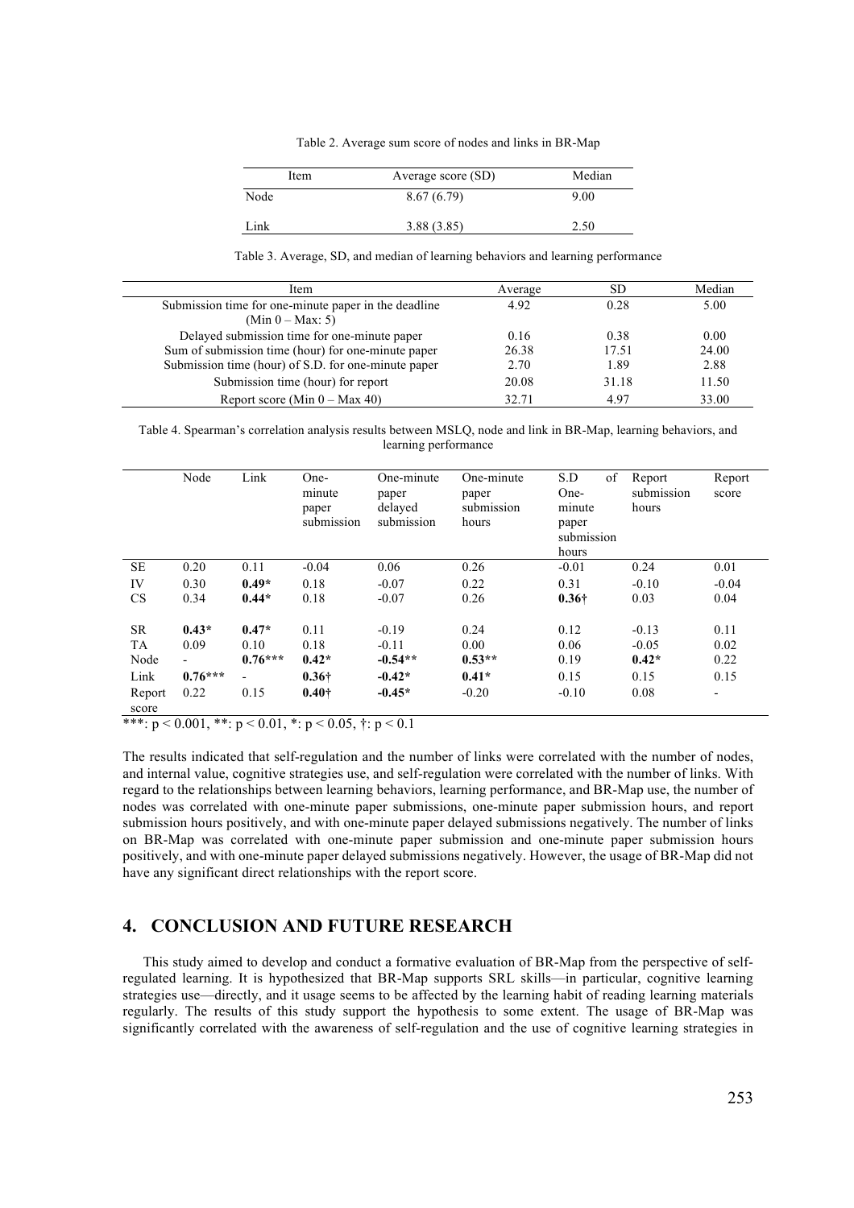Table 2. Average sum score of nodes and links in BR-Map

| Item | Average score (SD) | Median |
|---|---|---|
| Node | 8.67 (6.79) | 9.00 |
| Link | 3.88 (3.85) | 2.50 |

Table 3. Average, SD, and median of learning behaviors and learning performance

| Item | Average | SD | Median |
|---|---|---|---|
| Submission time for one-minute paper in the deadline (Min 0 – Max: 5) | 4.92 | 0.28 | 5.00 |
| Delayed submission time for one-minute paper | 0.16 | 0.38 | 0.00 |
| Sum of submission time (hour) for one-minute paper | 26.38 | 17.51 | 24.00 |
| Submission time (hour) of S.D. for one-minute paper | 2.70 | 1.89 | 2.88 |
| Submission time (hour) for report | 20.08 | 31.18 | 11.50 |
| Report score (Min 0 – Max 40) | 32.71 | 4.97 | 33.00 |

Table 4. Spearman's correlation analysis results between MSLQ, node and link in BR-Map, learning behaviors, and learning performance

| | Node | Link | One-minute paper submission | One-minute paper delayed submission | One-minute paper submission hours | S.D of One-minute paper submission hours | Report submission hours | Report score |
|---|---|---|---|---|---|---|---|---|
| SE | 0.20 | 0.11 | -0.04 | 0.06 | 0.26 | -0.01 | 0.24 | 0.01 |
| IV | 0.30 | **0.49*** | 0.18 | -0.07 | 0.22 | 0.31 | -0.10 | -0.04 |
| CS | 0.34 | **0.44*** | 0.18 | -0.07 | 0.26 | **0.36†** | 0.03 | 0.04 |
| SR | **0.43*** | **0.47*** | 0.11 | -0.19 | 0.24 | 0.12 | -0.13 | 0.11 |
| TA | 0.09 | 0.10 | 0.18 | -0.11 | 0.00 | 0.06 | -0.05 | 0.02 |
| Node | - | **0.76***** | **0.42*** | **-0.54**** | **0.53**** | 0.19 | **0.42*** | 0.22 |
| Link | **0.76***** | - | **0.36†** | **-0.42*** | **0.41*** | 0.15 | 0.15 | 0.15 |
| Report score | 0.22 | 0.15 | **0.40†** | **-0.45*** | -0.20 | -0.10 | 0.08 | - |

***: $p < 0.001$, **: $p < 0.01$, *: $p < 0.05$, †: $p < 0.1$

The results indicated that self-regulation and the number of links were correlated with the number of nodes, and internal value, cognitive strategies use, and self-regulation were correlated with the number of links. With regard to the relationships between learning behaviors, learning performance, and BR-Map use, the number of nodes was correlated with one-minute paper submissions, one-minute paper submission hours, and report submission hours positively, and with one-minute paper delayed submissions negatively. The number of links on BR-Map was correlated with one-minute paper submission and one-minute paper submission hours positively, and with one-minute paper delayed submissions negatively. However, the usage of BR-Map did not have any significant direct relationships with the report score.

## 4. CONCLUSION AND FUTURE RESEARCH

This study aimed to develop and conduct a formative evaluation of BR-Map from the perspective of self-regulated learning. It is hypothesized that BR-Map supports SRL skills—in particular, cognitive learning strategies use—directly, and it usage seems to be affected by the learning habit of reading learning materials regularly. The results of this study support the hypothesis to some extent. The usage of BR-Map was significantly correlated with the awareness of self-regulation and the use of cognitive learning strategies in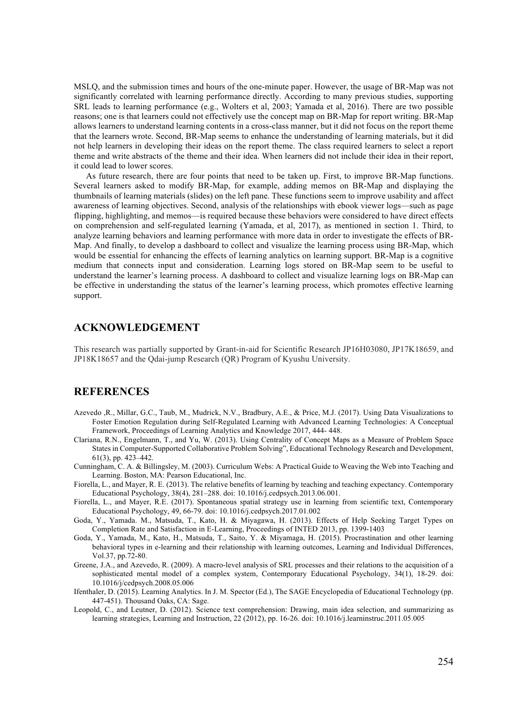MSLQ, and the submission times and hours of the one-minute paper. However, the usage of BR-Map was not significantly correlated with learning performance directly. According to many previous studies, supporting SRL leads to learning performance (e.g., Wolters et al, 2003; Yamada et al, 2016). There are two possible reasons; one is that learners could not effectively use the concept map on BR-Map for report writing. BR-Map allows learners to understand learning contents in a cross-class manner, but it did not focus on the report theme that the learners wrote. Second, BR-Map seems to enhance the understanding of learning materials, but it did not help learners in developing their ideas on the report theme. The class required learners to select a report theme and write abstracts of the theme and their idea. When learners did not include their idea in their report, it could lead to lower scores.

As future research, there are four points that need to be taken up. First, to improve BR-Map functions. Several learners asked to modify BR-Map, for example, adding memos on BR-Map and displaying the thumbnails of learning materials (slides) on the left pane. These functions seem to improve usability and affect awareness of learning objectives. Second, analysis of the relationships with ebook viewer logs—such as page flipping, highlighting, and memos—is required because these behaviors were considered to have direct effects on comprehension and self-regulated learning (Yamada, et al, 2017), as mentioned in section 1. Third, to analyze learning behaviors and learning performance with more data in order to investigate the effects of BR-Map. And finally, to develop a dashboard to collect and visualize the learning process using BR-Map, which would be essential for enhancing the effects of learning analytics on learning support. BR-Map is a cognitive medium that connects input and consideration. Learning logs stored on BR-Map seem to be useful to understand the learner's learning process. A dashboard to collect and visualize learning logs on BR-Map can be effective in understanding the status of the learner's learning process, which promotes effective learning support.

## ACKNOWLEDGEMENT

This research was partially supported by Grant-in-aid for Scientific Research JP16H03080, JP17K18659, and JP18K18657 and the Qdai-jump Research (QR) Program of Kyushu University.

## REFERENCES

Azevedo ,R., Millar, G.C., Taub, M., Mudrick, N.V., Bradbury, A.E., & Price, M.J. (2017). Using Data Visualizations to Foster Emotion Regulation during Self-Regulated Learning with Advanced Learning Technologies: A Conceptual Framework, Proceedings of Learning Analytics and Knowledge 2017, 444- 448.

Clariana, R.N., Engelmann, T., and Yu, W. (2013). Using Centrality of Concept Maps as a Measure of Problem Space States in Computer-Supported Collaborative Problem Solving", Educational Technology Research and Development, 61(3), pp. 423–442.

Cunningham, C. A. & Billingsley, M. (2003). Curriculum Webs: A Practical Guide to Weaving the Web into Teaching and Learning. Boston, MA: Pearson Educational, Inc.

Fiorella, L., and Mayer, R. E. (2013). The relative benefits of learning by teaching and teaching expectancy. Contemporary Educational Psychology, 38(4), 281–288. doi: 10.1016/j.cedpsych.2013.06.001.

Fiorella, L., and Mayer, R.E. (2017). Spontaneous spatial strategy use in learning from scientific text, Contemporary Educational Psychology, 49, 66-79. doi: 10.1016/j.cedpsych.2017.01.002

Goda, Y., Yamada. M., Matsuda, T., Kato, H. & Miyagawa, H. (2013). Effects of Help Seeking Target Types on Completion Rate and Satisfaction in E-Learning, Proceedings of INTED 2013, pp. 1399-1403

Goda, Y., Yamada, M., Kato, H., Matsuda, T., Saito, Y. & Miyamaga, H. (2015). Procrastination and other learning behavioral types in e-learning and their relationship with learning outcomes, Learning and Individual Differences, Vol.37, pp.72-80.

Greene, J.A., and Azevedo, R. (2009). A macro-level analysis of SRL processes and their relations to the acquisition of a sophisticated mental model of a complex system, Contemporary Educational Psychology, 34(1), 18-29. doi: 10.1016/j/cedpsych.2008.05.006

Ifenthaler, D. (2015). Learning Analytics. In J. M. Spector (Ed.), The SAGE Encyclopedia of Educational Technology (pp. 447-451). Thousand Oaks, CA: Sage.

Leopold, C., and Leutner, D. (2012). Science text comprehension: Drawing, main idea selection, and summarizing as learning strategies, Learning and Instruction, 22 (2012), pp. 16-26. doi: 10.1016/j.learninstruc.2011.05.005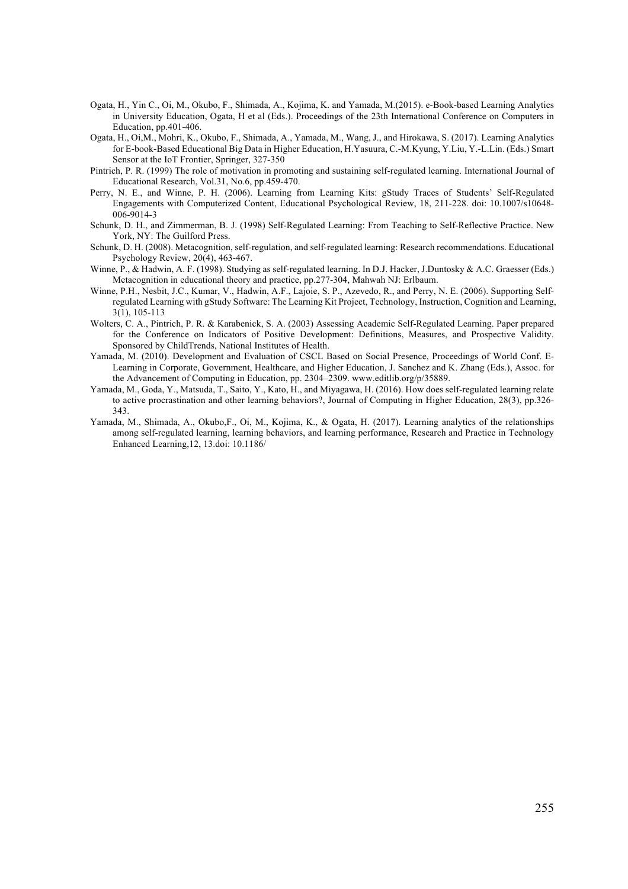Ogata, H., Yin C., Oi, M., Okubo, F., Shimada, A., Kojima, K. and Yamada, M.(2015). e-Book-based Learning Analytics in University Education, Ogata, H et al (Eds.). Proceedings of the 23th International Conference on Computers in Education, pp.401-406.

Ogata, H., Oi,M., Mohri, K., Okubo, F., Shimada, A., Yamada, M., Wang, J., and Hirokawa, S. (2017). Learning Analytics for E-book-Based Educational Big Data in Higher Education, H.Yasuura, C.-M.Kyung, Y.Liu, Y.-L.Lin. (Eds.) Smart Sensor at the IoT Frontier, Springer, 327-350

Pintrich, P. R. (1999) The role of motivation in promoting and sustaining self-regulated learning. International Journal of Educational Research, Vol.31, No.6, pp.459-470.

Perry, N. E., and Winne, P. H. (2006). Learning from Learning Kits: gStudy Traces of Students' Self-Regulated Engagements with Computerized Content, Educational Psychological Review, 18, 211-228. doi: 10.1007/s10648-006-9014-3

Schunk, D. H., and Zimmerman, B. J. (1998) Self-Regulated Learning: From Teaching to Self-Reflective Practice. New York, NY: The Guilford Press.

Schunk, D. H. (2008). Metacognition, self-regulation, and self-regulated learning: Research recommendations. Educational Psychology Review, 20(4), 463-467.

Winne, P., & Hadwin, A. F. (1998). Studying as self-regulated learning. In D.J. Hacker, J.Duntosky & A.C. Graesser (Eds.) Metacognition in educational theory and practice, pp.277-304, Mahwah NJ: Erlbaum.

Winne, P.H., Nesbit, J.C., Kumar, V., Hadwin, A.F., Lajoie, S. P., Azevedo, R., and Perry, N. E. (2006). Supporting Self-regulated Learning with gStudy Software: The Learning Kit Project, Technology, Instruction, Cognition and Learning, 3(1), 105-113

Wolters, C. A., Pintrich, P. R. & Karabenick, S. A. (2003) Assessing Academic Self-Regulated Learning. Paper prepared for the Conference on Indicators of Positive Development: Definitions, Measures, and Prospective Validity. Sponsored by ChildTrends, National Institutes of Health.

Yamada, M. (2010). Development and Evaluation of CSCL Based on Social Presence, Proceedings of World Conf. E-Learning in Corporate, Government, Healthcare, and Higher Education, J. Sanchez and K. Zhang (Eds.), Assoc. for the Advancement of Computing in Education, pp. 2304–2309. www.editlib.org/p/35889.

Yamada, M., Goda, Y., Matsuda, T., Saito, Y., Kato, H., and Miyagawa, H. (2016). How does self-regulated learning relate to active procrastination and other learning behaviors?, Journal of Computing in Higher Education, 28(3), pp.326-343.

Yamada, M., Shimada, A., Okubo,F., Oi, M., Kojima, K., & Ogata, H. (2017). Learning analytics of the relationships among self-regulated learning, learning behaviors, and learning performance, Research and Practice in Technology Enhanced Learning,12, 13.doi: 10.1186/